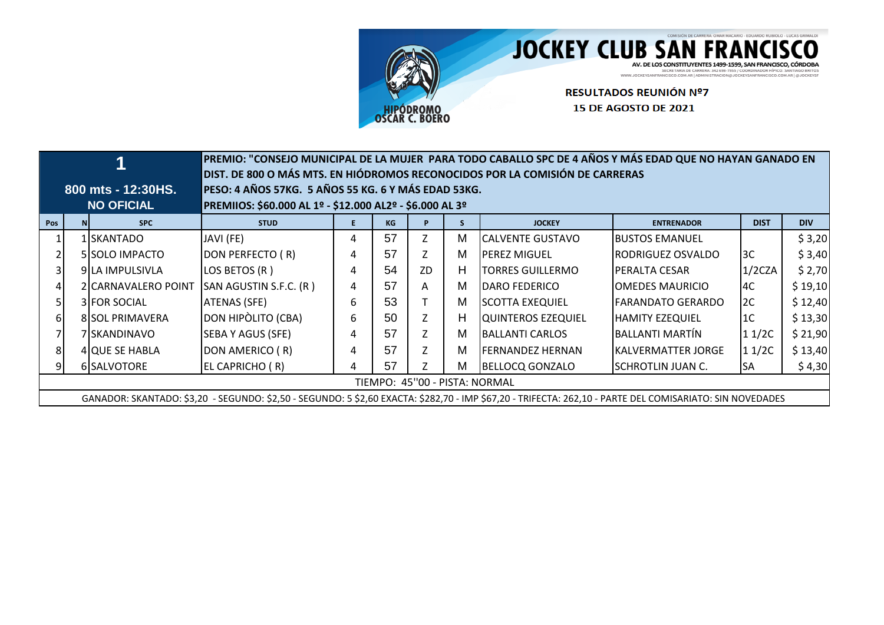# JOCKEY CLUB SAN FRANCISCO

COMISIÓN DE CARRERA: OMAR MACARIO - EDUARDO RUBIOLO - LUCAS GRIMALDI

AV. DE LOS CONSTITUYENTES 1499-1599, SAN FRANCISCO, CÓRDOBA

SECRETARIA DE CARRERA: 342 698-7955 / COORDINADOR HÍPICO: SANTIAGO BRITOS

WWW.JOCKEYSANFRANCISCO.COM.AR | ADMINISTRACION@JOCKEYSANFRANCISCO.COM.AR | @JOCKEYSF

HIPÓDROMO OSCAR C. BOERO

**RESULTADOS REUNIÓN Nº7**

**15 DE AGOSTO DE 2021**

## 1

**800 mts - 12:30HS.**

**NO OFICIAL**

**PREMIO: "CONSEJO MUNICIPAL DE LA MUJER PARA TODO CABALLO SPC DE 4 AÑOS Y MÁS EDAD QUE NO HAYAN GANADO EN DIST. DE 800 O MÁS MTS. EN HIÓDROMOS RECONOCIDOS POR LA COMISIÓN DE CARRERAS**

**PESO: 4 AÑOS 57KG. 5 AÑOS 55 KG. 6 Y MÁS EDAD 53KG.**

**PREMIIOS: $60.000 AL 1º - $12.000 AL2º - $6.000 AL 3º**

| Pos | N | SPC | STUD | E | KG | P | S | JOCKEY | ENTRENADOR | DIST | DIV |
|---|---|---|---|---|---|---|---|---|---|---|---|
| 1 | 1 | SKANTADO | JAVI (FE) | 4 | 57 | Z | M | CALVENTE GUSTAVO | BUSTOS EMANUEL | | $ 3,20 |
| 2 | 5 | SOLO IMPACTO | DON PERFECTO ( R) | 4 | 57 | Z | M | PEREZ MIGUEL | RODRIGUEZ OSVALDO | 3C | $ 3,40 |
| 3 | 9 | LA IMPULSIVLA | LOS BETOS (R ) | 4 | 54 | ZD | H | TORRES GUILLERMO | PERALTA CESAR | 1/2CZA | $ 2,70 |
| 4 | 2 | CARNAVALERO POINT | SAN AGUSTIN S.F.C. (R ) | 4 | 57 | A | M | DARO FEDERICO | OMEDES MAURICIO | 4C | $ 19,10 |
| 5 | 3 | FOR SOCIAL | ATENAS (SFE) | 6 | 53 | T | M | SCOTTA EXEQUIEL | FARANDATO GERARDO | 2C | $ 12,40 |
| 6 | 8 | SOL PRIMAVERA | DON HIPÒLITO (CBA) | 6 | 50 | Z | H | QUINTEROS EZEQUIEL | HAMITY EZEQUIEL | 1C | $ 13,30 |
| 7 | 7 | SKANDINAVO | SEBA Y AGUS (SFE) | 4 | 57 | Z | M | BALLANTI CARLOS | BALLANTI MARTÍN | 1 1/2C | $ 21,90 |
| 8 | 4 | QUE SE HABLA | DON AMERICO ( R) | 4 | 57 | Z | M | FERNANDEZ HERNAN | KALVERMATTER JORGE | 1 1/2C | $ 13,40 |
| 9 | 6 | SALVOTORE | EL CAPRICHO ( R) | 4 | 57 | Z | M | BELLOCQ GONZALO | SCHROTLIN JUAN C. | SA | $ 4,30 |

TIEMPO: 45''00 - PISTA: NORMAL

GANADOR: SKANTADO: $3,20 - SEGUNDO: $2,50 - SEGUNDO: 5 $2,60 EXACTA: $282,70 - IMP $67,20 - TRIFECTA: 262,10 - PARTE DEL COMISARIATO: SIN NOVEDADES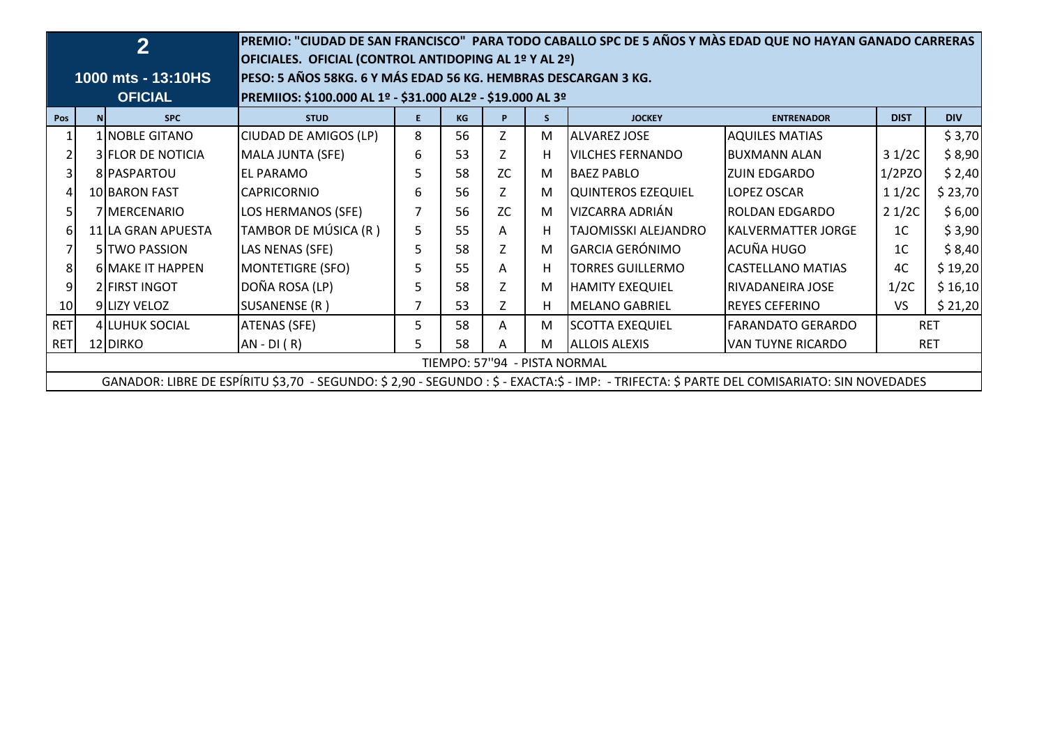| 2 | | | PREMIO: "CIUDAD DE SAN FRANCISCO" PARA TODO CABALLO SPC DE 5 AÑOS Y MÀS EDAD QUE NO HAYAN GANADO CARRERAS OFICIALES. OFICIAL (CONTROL ANTIDOPING AL 1º Y AL 2º) | | | | | | | | |
|---|---|---|---|---|---|---|---|---|---|---|---|
| 1000 mts - 13:10HS | | | PESO: 5 AÑOS 58KG. 6 Y MÁS EDAD 56 KG. HEMBRAS DESCARGAN 3 KG. | | | | | | | | |
| OFICIAL | | | PREMIIOS: $100.000 AL 1º - $31.000 AL2º - $19.000 AL 3º | | | | | | | | |
| Pos | N | SPC | STUD | E | KG | P | S | JOCKEY | ENTRENADOR | DIST | DIV |
| 1 | 1 | NOBLE GITANO | CIUDAD DE AMIGOS (LP) | 8 | 56 | Z | M | ALVAREZ JOSE | AQUILES MATIAS | | $ 3,70 |
| 2 | 3 | FLOR DE NOTICIA | MALA JUNTA (SFE) | 6 | 53 | Z | H | VILCHES FERNANDO | BUXMANN ALAN | 3 1/2C | $ 8,90 |
| 3 | 8 | PASPARTOU | EL PARAMO | 5 | 58 | ZC | M | BAEZ PABLO | ZUIN EDGARDO | 1/2PZO | $ 2,40 |
| 4 | 10 | BARON FAST | CAPRICORNIO | 6 | 56 | Z | M | QUINTEROS EZEQUIEL | LOPEZ OSCAR | 1 1/2C | $ 23,70 |
| 5 | 7 | MERCENARIO | LOS HERMANOS (SFE) | 7 | 56 | ZC | M | VIZCARRA ADRIÁN | ROLDAN EDGARDO | 2 1/2C | $ 6,00 |
| 6 | 11 | LA GRAN APUESTA | TAMBOR DE MÚSICA (R ) | 5 | 55 | A | H | TAJOMISSKI ALEJANDRO | KALVERMATTER JORGE | 1C | $ 3,90 |
| 7 | 5 | TWO PASSION | LAS NENAS (SFE) | 5 | 58 | Z | M | GARCIA GERÓNIMO | ACUÑA HUGO | 1C | $ 8,40 |
| 8 | 6 | MAKE IT HAPPEN | MONTETIGRE (SFO) | 5 | 55 | A | H | TORRES GUILLERMO | CASTELLANO MATIAS | 4C | $ 19,20 |
| 9 | 2 | FIRST INGOT | DOÑA ROSA (LP) | 5 | 58 | Z | M | HAMITY EXEQUIEL | RIVADANEIRA JOSE | 1/2C | $ 16,10 |
| 10 | 9 | LIZY VELOZ | SUSANENSE (R ) | 7 | 53 | Z | H | MELANO GABRIEL | REYES CEFERINO | VS | $ 21,20 |
| RET | 4 | LUHUK SOCIAL | ATENAS (SFE) | 5 | 58 | A | M | SCOTTA EXEQUIEL | FARANDATO GERARDO | RET | |
| RET | 12 | DIRKO | AN - DI ( R) | 5 | 58 | A | M | ALLOIS ALEXIS | VAN TUYNE RICARDO | RET | |
| TIEMPO: 57''94 - PISTA NORMAL | | | | | | | | | | | |
| GANADOR: LIBRE DE ESPÍRITU $3,70 - SEGUNDO: $ 2,90 - SEGUNDO : $ - EXACTA:$ - IMP: - TRIFECTA: $ PARTE DEL COMISARIATO: SIN NOVEDADES | | | | | | | | | | | |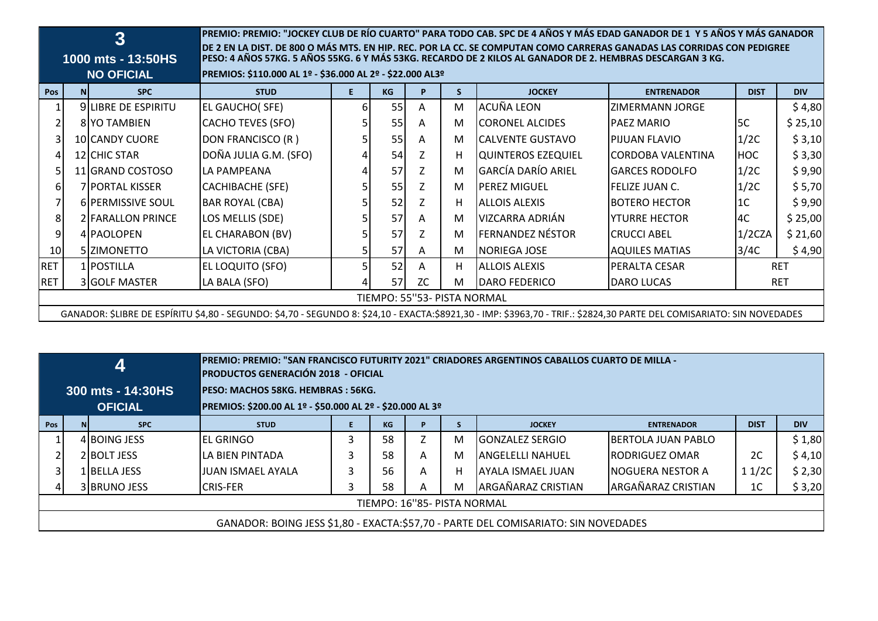## 3

**1000 mts - 13:50HS**

**NO OFICIAL**

**PREMIO: PREMIO: "JOCKEY CLUB DE RÍO CUARTO" PARA TODO CAB. SPC DE 4 AÑOS Y MÁS EDAD GANADOR DE 1 Y 5 AÑOS Y MÁS GANADOR DE 2 EN LA DIST. DE 800 O MÁS MTS. EN HIP. REC. POR LA CC. SE COMPUTAN COMO CARRERAS GANADAS LAS CORRIDAS CON PEDIGREE**

**PESO: 4 AÑOS 57KG. 5 AÑOS 55KG. 6 Y MÁS 53KG. RECARDO DE 2 KILOS AL GANADOR DE 2. HEMBRAS DESCARGAN 3 KG.**

**PREMIOS: $110.000 AL 1º - $36.000 AL 2º - $22.000 AL3º**

| Pos | N | SPC | STUD | E | KG | P | S | JOCKEY | ENTRENADOR | DIST | DIV |
|---|---|---|---|---|---|---|---|---|---|---|---|
| 1 | 9 | LIBRE DE ESPIRITU | EL GAUCHO( SFE) | 6 | 55 | A | M | ACUÑA LEON | ZIMERMANN JORGE | | $ 4,80 |
| 2 | 8 | YO TAMBIEN | CACHO TEVES (SFO) | 5 | 55 | A | M | CORONEL ALCIDES | PAEZ MARIO | 5C | $ 25,10 |
| 3 | 10 | CANDY CUORE | DON FRANCISCO (R ) | 5 | 55 | A | M | CALVENTE GUSTAVO | PIJUAN FLAVIO | 1/2C | $ 3,10 |
| 4 | 12 | CHIC STAR | DOÑA JULIA G.M. (SFO) | 4 | 54 | Z | H | QUINTEROS EZEQUIEL | CORDOBA VALENTINA | HOC | $ 3,30 |
| 5 | 11 | GRAND COSTOSO | LA PAMPEANA | 4 | 57 | Z | M | GARCÍA DARÍO ARIEL | GARCES RODOLFO | 1/2C | $ 9,90 |
| 6 | 7 | PORTAL KISSER | CACHIBACHE (SFE) | 5 | 55 | Z | M | PEREZ MIGUEL | FELIZE JUAN C. | 1/2C | $ 5,70 |
| 7 | 6 | PERMISSIVE SOUL | BAR ROYAL (CBA) | 5 | 52 | Z | H | ALLOIS ALEXIS | BOTERO HECTOR | 1C | $ 9,90 |
| 8 | 2 | FARALLON PRINCE | LOS MELLIS (SDE) | 5 | 57 | A | M | VIZCARRA ADRIÁN | YTURRE HECTOR | 4C | $ 25,00 |
| 9 | 4 | PAOLOPEN | EL CHARABON (BV) | 5 | 57 | Z | M | FERNANDEZ NÉSTOR | CRUCCI ABEL | 1/2CZA | $ 21,60 |
| 10 | 5 | ZIMONETTO | LA VICTORIA (CBA) | 5 | 57 | A | M | NORIEGA JOSE | AQUILES MATIAS | 3/4C | $ 4,90 |
| RET | 1 | POSTILLA | EL LOQUITO (SFO) | 5 | 52 | A | H | ALLOIS ALEXIS | PERALTA CESAR | RET | |
| RET | 3 | GOLF MASTER | LA BALA (SFO) | 4 | 57 | ZC | M | DARO FEDERICO | DARO LUCAS | RET | |

TIEMPO: 55''53- PISTA NORMAL

GANADOR: $LIBRE DE ESPÍRITU $4,80 - SEGUNDO: $4,70 - SEGUNDO 8: $24,10 - EXACTA:$8921,30 - IMP: $3963,70 - TRIF.: $2824,30 PARTE DEL COMISARIATO: SIN NOVEDADES

## 4

**300 mts - 14:30HS**

**OFICIAL**

**PREMIO: PREMIO: "SAN FRANCISCO FUTURITY 2021" CRIADORES ARGENTINOS CABALLOS CUARTO DE MILLA - PRODUCTOS GENERACIÓN 2018 - OFICIAL**

**PESO: MACHOS 58KG. HEMBRAS : 56KG.**

**PREMIOS: $200.00 AL 1º - $50.000 AL 2º - $20.000 AL 3º**

| Pos | N | SPC | STUD | E | KG | P | S | JOCKEY | ENTRENADOR | DIST | DIV |
|---|---|---|---|---|---|---|---|---|---|---|---|
| 1 | 4 | BOING JESS | EL GRINGO | 3 | 58 | Z | M | GONZALEZ SERGIO | BERTOLA JUAN PABLO | | $ 1,80 |
| 2 | 2 | BOLT JESS | LA BIEN PINTADA | 3 | 58 | A | M | ANGELELLI NAHUEL | RODRIGUEZ OMAR | 2C | $ 4,10 |
| 3 | 1 | BELLA JESS | JUAN ISMAEL AYALA | 3 | 56 | A | H | AYALA ISMAEL JUAN | NOGUERA NESTOR A | 1 1/2C | $ 2,30 |
| 4 | 3 | BRUNO JESS | CRIS-FER | 3 | 58 | A | M | ARGAÑARAZ CRISTIAN | ARGAÑARAZ CRISTIAN | 1C | $ 3,20 |

TIEMPO: 16''85- PISTA NORMAL

GANADOR: BOING JESS $1,80 - EXACTA:$57,70 - PARTE DEL COMISARIATO: SIN NOVEDADES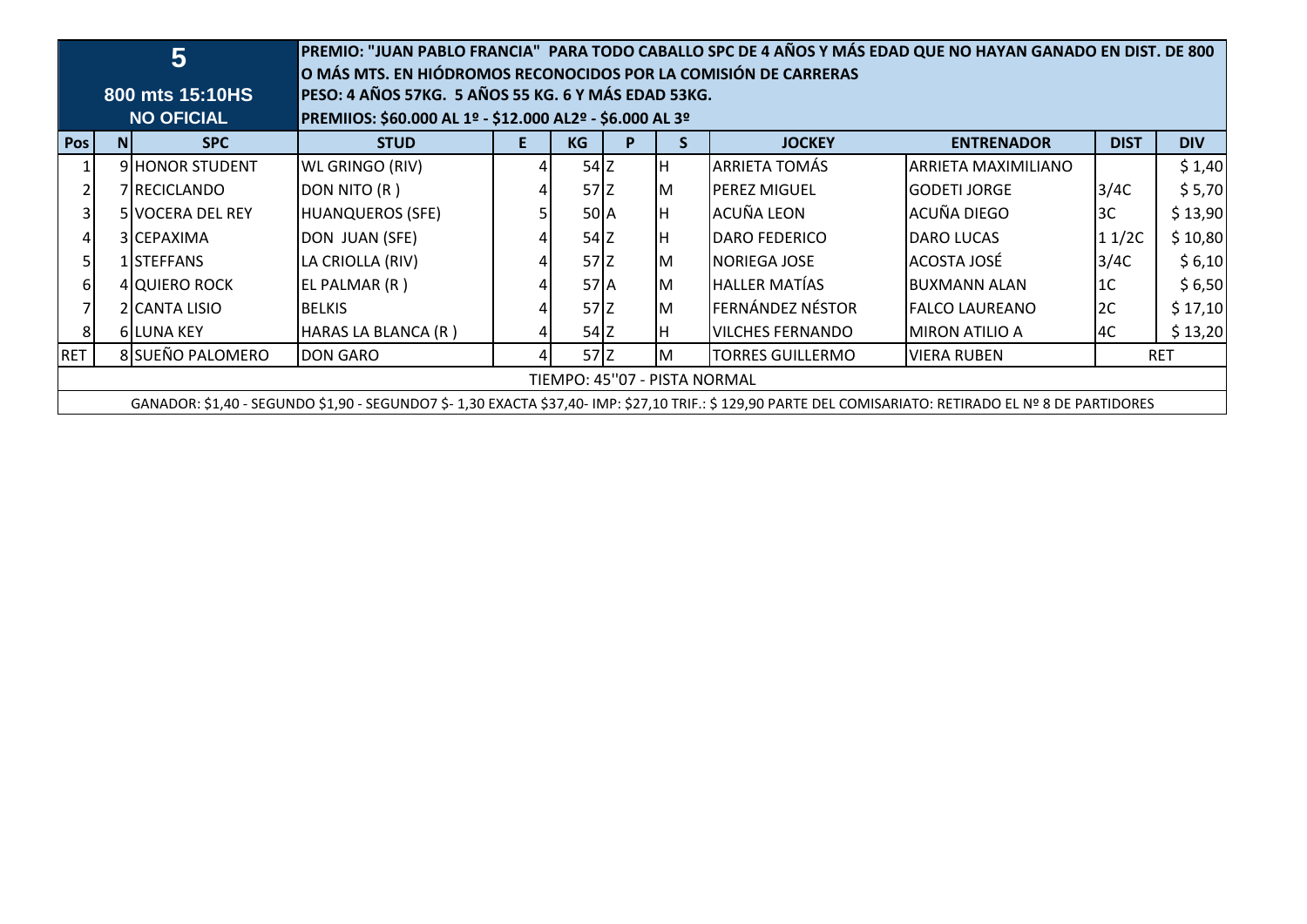| 5<br>800 mts 15:10HS<br>NO OFICIAL | | | PREMIO: "JUAN PABLO FRANCIA" PARA TODO CABALLO SPC DE 4 AÑOS Y MÁS EDAD QUE NO HAYAN GANADO EN DIST. DE 800 O MÁS MTS. EN HIÓDROMOS RECONOCIDOS POR LA COMISIÓN DE CARRERAS<br>PESO: 4 AÑOS 57KG. 5 AÑOS 55 KG. 6 Y MÁS EDAD 53KG.<br>PREMIIOS: $60.000 AL 1º - $12.000 AL2º - $6.000 AL 3º | | | | | | | | |
|---|---|---|---|---|---|---|---|---|---|---|---|
| **Pos** | **N** | **SPC** | **STUD** | **E** | **KG** | **P** | **S** | **JOCKEY** | **ENTRENADOR** | **DIST** | **DIV** |
| 1 | 9 | HONOR STUDENT | WL GRINGO (RIV) | 4 | 54 | Z | H | ARRIETA TOMÁS | ARRIETA MAXIMILIANO | | $ 1,40 |
| 2 | 7 | RECICLANDO | DON NITO (R ) | 4 | 57 | Z | M | PEREZ MIGUEL | GODETI JORGE | 3/4C | $ 5,70 |
| 3 | 5 | VOCERA DEL REY | HUANQUEROS (SFE) | 5 | 50 | A | H | ACUÑA LEON | ACUÑA DIEGO | 3C | $ 13,90 |
| 4 | 3 | CEPAXIMA | DON JUAN (SFE) | 4 | 54 | Z | H | DARO FEDERICO | DARO LUCAS | 1 1/2C | $ 10,80 |
| 5 | 1 | STEFFANS | LA CRIOLLA (RIV) | 4 | 57 | Z | M | NORIEGA JOSE | ACOSTA JOSÉ | 3/4C | $ 6,10 |
| 6 | 4 | QUIERO ROCK | EL PALMAR (R ) | 4 | 57 | A | M | HALLER MATÍAS | BUXMANN ALAN | 1C | $ 6,50 |
| 7 | 2 | CANTA LISIO | BELKIS | 4 | 57 | Z | M | FERNÁNDEZ NÉSTOR | FALCO LAUREANO | 2C | $ 17,10 |
| 8 | 6 | LUNA KEY | HARAS LA BLANCA (R ) | 4 | 54 | Z | H | VILCHES FERNANDO | MIRON ATILIO A | 4C | $ 13,20 |
| RET | 8 | SUEÑO PALOMERO | DON GARO | 4 | 57 | Z | M | TORRES GUILLERMO | VIERA RUBEN | RET | |
| TIEMPO: 45''07 - PISTA NORMAL | | | | | | | | | | | |
| GANADOR: $1,40 - SEGUNDO $1,90 - SEGUNDO7 $- 1,30 EXACTA $37,40- IMP: $27,10 TRIF.: $ 129,90 PARTE DEL COMISARIATO: RETIRADO EL Nº 8 DE PARTIDORES | | | | | | | | | | | |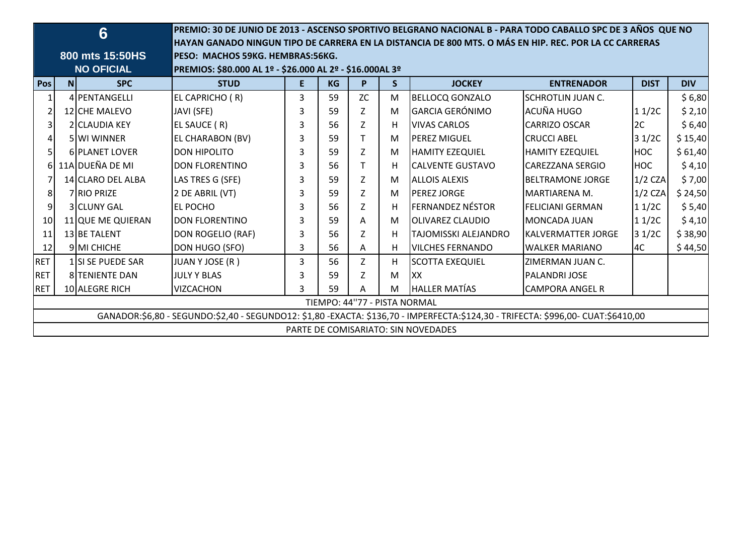| 6<br>800 mts 15:50HS<br>NO OFICIAL | | | PREMIO: 30 DE JUNIO DE 2013 - ASCENSO SPORTIVO BELGRANO NACIONAL B - PARA TODO CABALLO SPC DE 3 AÑOS QUE NO HAYAN GANADO NINGUN TIPO DE CARRERA EN LA DISTANCIA DE 800 MTS. O MÁS EN HIP. REC. POR LA CC CARRERAS<br>PESO: MACHOS 59KG. HEMBRAS:56KG.<br>PREMIOS: $80.000 AL 1º - $26.000 AL 2º - $16.000AL 3º | | | | | | | | |
|---|---|---|---|---|---|---|---|---|---|---|---|
| **Pos** | **N** | **SPC** | **STUD** | **E** | **KG** | **P** | **S** | **JOCKEY** | **ENTRENADOR** | **DIST** | **DIV** |
| 1 | 4 | PENTANGELLI | EL CAPRICHO ( R) | 3 | 59 | ZC | M | BELLOCQ GONZALO | SCHROTLIN JUAN C. | | $ 6,80 |
| 2 | 12 | CHE MALEVO | JAVI (SFE) | 3 | 59 | Z | M | GARCIA GERÓNIMO | ACUÑA HUGO | 1 1/2C | $ 2,10 |
| 3 | 2 | CLAUDIA KEY | EL SAUCE ( R) | 3 | 56 | Z | H | VIVAS CARLOS | CARRIZO OSCAR | 2C | $ 6,40 |
| 4 | 5 | WI WINNER | EL CHARABON (BV) | 3 | 59 | T | M | PEREZ MIGUEL | CRUCCI ABEL | 3 1/2C | $ 15,40 |
| 5 | 6 | PLANET LOVER | DON HIPOLITO | 3 | 59 | Z | M | HAMITY EZEQUIEL | HAMITY EZEQUIEL | HOC | $ 61,40 |
| 6 | 11A | DUEÑA DE MI | DON FLORENTINO | 3 | 56 | T | H | CALVENTE GUSTAVO | CAREZZANA SERGIO | HOC | $ 4,10 |
| 7 | 14 | CLARO DEL ALBA | LAS TRES G (SFE) | 3 | 59 | Z | M | ALLOIS ALEXIS | BELTRAMONE JORGE | 1/2 CZA | $ 7,00 |
| 8 | 7 | RIO PRIZE | 2 DE ABRIL (VT) | 3 | 59 | Z | M | PEREZ JORGE | MARTIARENA M. | 1/2 CZA | $ 24,50 |
| 9 | 3 | CLUNY GAL | EL POCHO | 3 | 56 | Z | H | FERNANDEZ NÉSTOR | FELICIANI GERMAN | 1 1/2C | $ 5,40 |
| 10 | 11 | QUE ME QUIERAN | DON FLORENTINO | 3 | 59 | A | M | OLIVAREZ CLAUDIO | MONCADA JUAN | 1 1/2C | $ 4,10 |
| 11 | 13 | BE TALENT | DON ROGELIO (RAF) | 3 | 56 | Z | H | TAJOMISSKI ALEJANDRO | KALVERMATTER JORGE | 3 1/2C | $ 38,90 |
| 12 | 9 | MI CHICHE | DON HUGO (SFO) | 3 | 56 | A | H | VILCHES FERNANDO | WALKER MARIANO | 4C | $ 44,50 |
| RET | 1 | SI SE PUEDE SAR | JUAN Y JOSE (R ) | 3 | 56 | Z | H | SCOTTA EXEQUIEL | ZIMERMAN JUAN C. | | |
| RET | 8 | TENIENTE DAN | JULY Y BLAS | 3 | 59 | Z | M | XX | PALANDRI JOSE | | |
| RET | 10 | ALEGRE RICH | VIZCACHON | 3 | 59 | A | M | HALLER MATÍAS | CAMPORA ANGEL R | | |
| TIEMPO: 44''77 - PISTA NORMAL | | | | | | | | | | | |
| GANADOR:$6,80 - SEGUNDO:$2,40 - SEGUNDO12: $1,80 -EXACTA: $136,70 - IMPERFECTA:$124,30 - TRIFECTA: $996,00- CUAT:$6410,00 | | | | | | | | | | | |
| PARTE DE COMISARIATO: SIN NOVEDADES | | | | | | | | | | | |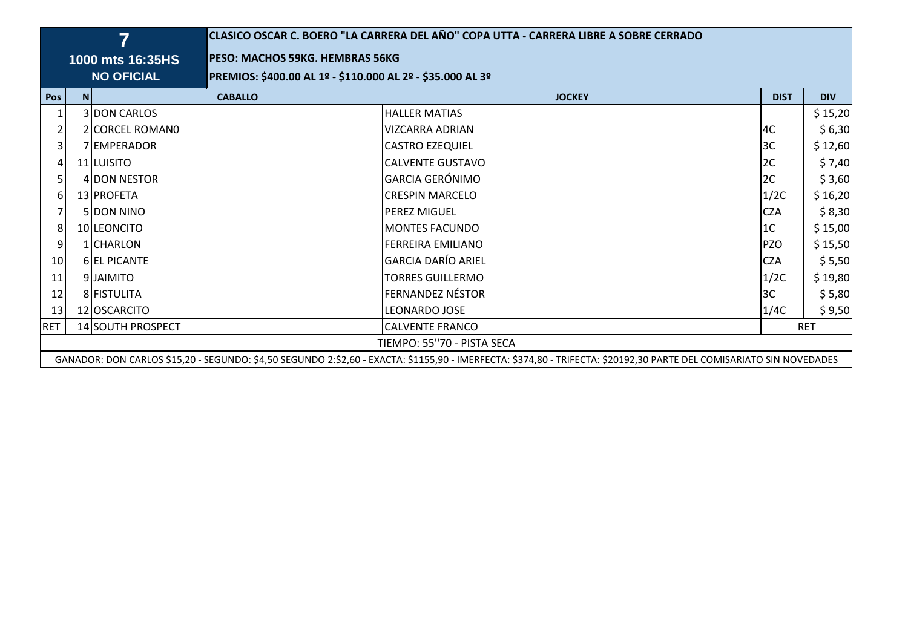| 7 | | | CLASICO OSCAR C. BOERO "LA CARRERA DEL AÑO" COPA UTTA - CARRERA LIBRE A SOBRE CERRADO | | |
|---|---|---|---|---|---|
| 1000 mts 16:35HS | | | PESO: MACHOS 59KG. HEMBRAS 56KG | | |
| NO OFICIAL | | | PREMIOS: $400.00 AL 1º - $110.000 AL 2º - $35.000 AL 3º | | |
| **Pos** | **N** | **CABALLO** | **JOCKEY** | **DIST** | **DIV** |
| 1 | 3 | DON CARLOS | HALLER MATIAS | | $ 15,20 |
| 2 | 2 | CORCEL ROMAN0 | VIZCARRA ADRIAN | 4C | $ 6,30 |
| 3 | 7 | EMPERADOR | CASTRO EZEQUIEL | 3C | $ 12,60 |
| 4 | 11 | LUISITO | CALVENTE GUSTAVO | 2C | $ 7,40 |
| 5 | 4 | DON NESTOR | GARCIA GERÓNIMO | 2C | $ 3,60 |
| 6 | 13 | PROFETA | CRESPIN MARCELO | 1/2C | $ 16,20 |
| 7 | 5 | DON NINO | PEREZ MIGUEL | CZA | $ 8,30 |
| 8 | 10 | LEONCITO | MONTES FACUNDO | 1C | $ 15,00 |
| 9 | 1 | CHARLON | FERREIRA EMILIANO | PZO | $ 15,50 |
| 10 | 6 | EL PICANTE | GARCIA DARÍO ARIEL | CZA | $ 5,50 |
| 11 | 9 | JAIMITO | TORRES GUILLERMO | 1/2C | $ 19,80 |
| 12 | 8 | FISTULITA | FERNANDEZ NÉSTOR | 3C | $ 5,80 |
| 13 | 12 | OSCARCITO | LEONARDO JOSE | 1/4C | $ 9,50 |
| RET | 14 | SOUTH PROSPECT | CALVENTE FRANCO | RET | |
| TIEMPO: 55''70 - PISTA SECA | | | | | |
| GANADOR: DON CARLOS $15,20 - SEGUNDO: $4,50 SEGUNDO 2:$2,60 - EXACTA: $1155,90 - IMERFECTA: $374,80 - TRIFECTA: $20192,30 PARTE DEL COMISARIATO SIN NOVEDADES | | | | | |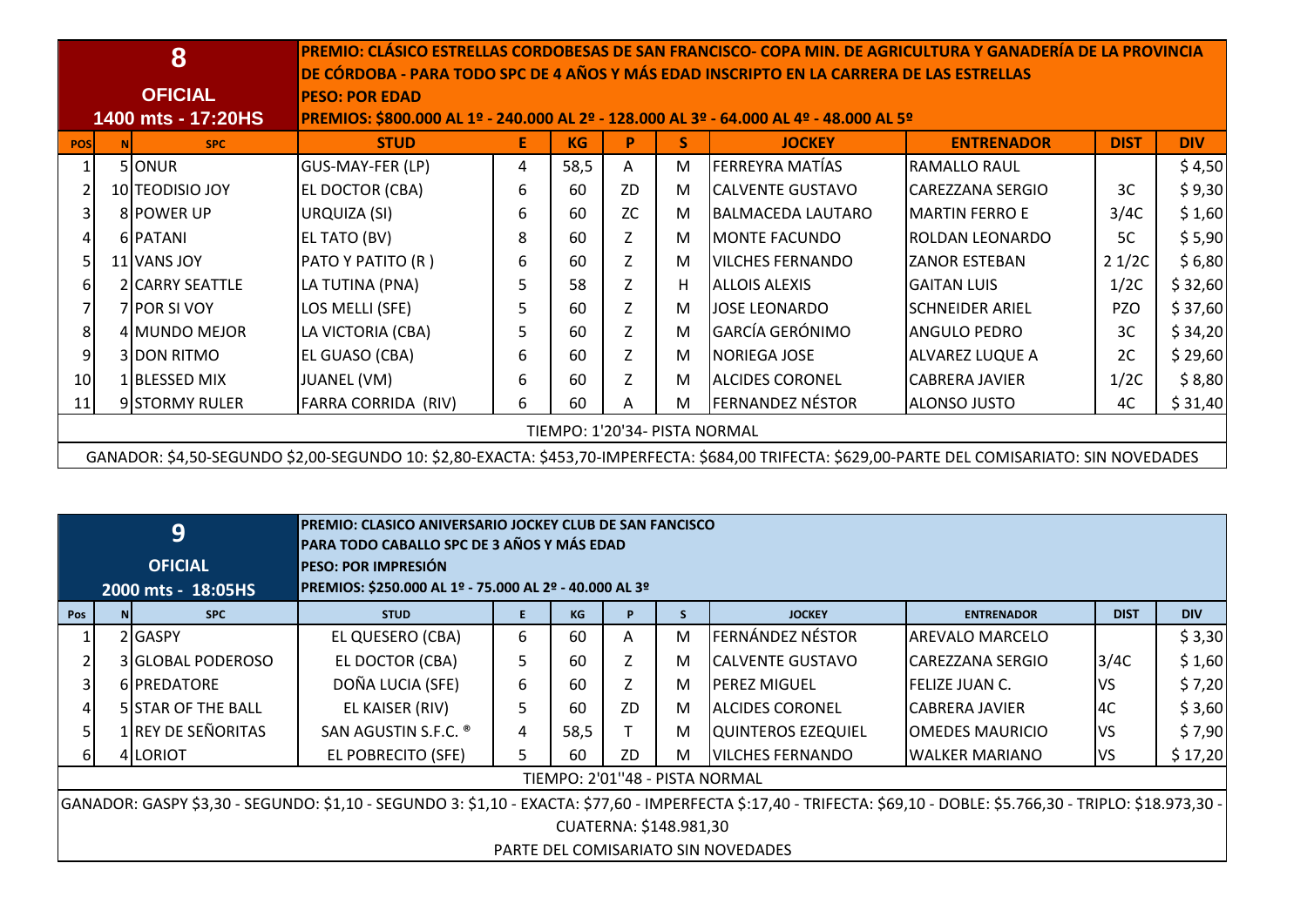## 8 OFICIAL 1400 mts - 17:20HS

**PREMIO: CLÁSICO ESTRELLAS CORDOBESAS DE SAN FRANCISCO- COPA MIN. DE AGRICULTURA Y GANADERÍA DE LA PROVINCIA DE CÓRDOBA - PARA TODO SPC DE 4 AÑOS Y MÁS EDAD INSCRIPTO EN LA CARRERA DE LAS ESTRELLAS**

**PESO: POR EDAD**

**PREMIOS: $800.000 AL 1º - 240.000 AL 2º - 128.000 AL 3º - 64.000 AL 4º - 48.000 AL 5º**

| POS | N | SPC | STUD | E | KG | P | S | JOCKEY | ENTRENADOR | DIST | DIV |
|---|---|---|---|---|---|---|---|---|---|---|---|
| 1 | 5 | ONUR | GUS-MAY-FER (LP) | 4 | 58,5 | A | M | FERREYRA MATÍAS | RAMALLO RAUL | | $ 4,50 |
| 2 | 10 | TEODISIO JOY | EL DOCTOR (CBA) | 6 | 60 | ZD | M | CALVENTE GUSTAVO | CAREZZANA SERGIO | 3C | $ 9,30 |
| 3 | 8 | POWER UP | URQUIZA (SI) | 6 | 60 | ZC | M | BALMACEDA LAUTARO | MARTIN FERRO E | 3/4C | $ 1,60 |
| 4 | 6 | PATANI | EL TATO (BV) | 8 | 60 | Z | M | MONTE FACUNDO | ROLDAN LEONARDO | 5C | $ 5,90 |
| 5 | 11 | VANS JOY | PATO Y PATITO (R ) | 6 | 60 | Z | M | VILCHES FERNANDO | ZANOR ESTEBAN | 2 1/2C | $ 6,80 |
| 6 | 2 | CARRY SEATTLE | LA TUTINA (PNA) | 5 | 58 | Z | H | ALLOIS ALEXIS | GAITAN LUIS | 1/2C | $ 32,60 |
| 7 | 7 | POR SI VOY | LOS MELLI (SFE) | 5 | 60 | Z | M | JOSE LEONARDO | SCHNEIDER ARIEL | PZO | $ 37,60 |
| 8 | 4 | MUNDO MEJOR | LA VICTORIA (CBA) | 5 | 60 | Z | M | GARCÍA GERÓNIMO | ANGULO PEDRO | 3C | $ 34,20 |
| 9 | 3 | DON RITMO | EL GUASO (CBA) | 6 | 60 | Z | M | NORIEGA JOSE | ALVAREZ LUQUE A | 2C | $ 29,60 |
| 10 | 1 | BLESSED MIX | JUANEL (VM) | 6 | 60 | Z | M | ALCIDES CORONEL | CABRERA JAVIER | 1/2C | $ 8,80 |
| 11 | 9 | STORMY RULER | FARRA CORRIDA (RIV) | 6 | 60 | A | M | FERNANDEZ NÉSTOR | ALONSO JUSTO | 4C | $ 31,40 |

TIEMPO: 1'20'34- PISTA NORMAL

GANADOR: $4,50-SEGUNDO $2,00-SEGUNDO 10: $2,80-EXACTA: $453,70-IMPERFECTA: $684,00 TRIFECTA: $629,00-PARTE DEL COMISARIATO: SIN NOVEDADES

## 9 OFICIAL 2000 mts - 18:05HS

**PREMIO: CLASICO ANIVERSARIO JOCKEY CLUB DE SAN FANCISCO**
**PARA TODO CABALLO SPC DE 3 AÑOS Y MÁS EDAD**

**PESO: POR IMPRESIÓN**

**PREMIOS: $250.000 AL 1º - 75.000 AL 2º - 40.000 AL 3º**

| Pos | N | SPC | STUD | E | KG | P | S | JOCKEY | ENTRENADOR | DIST | DIV |
|---|---|---|---|---|---|---|---|---|---|---|---|
| 1 | 2 | GASPY | EL QUESERO (CBA) | 6 | 60 | A | M | FERNÁNDEZ NÉSTOR | AREVALO MARCELO | | $ 3,30 |
| 2 | 3 | GLOBAL PODEROSO | EL DOCTOR (CBA) | 5 | 60 | Z | M | CALVENTE GUSTAVO | CAREZZANA SERGIO | 3/4C | $ 1,60 |
| 3 | 6 | PREDATORE | DOÑA LUCIA (SFE) | 6 | 60 | Z | M | PEREZ MIGUEL | FELIZE JUAN C. | VS | $ 7,20 |
| 4 | 5 | STAR OF THE BALL | EL KAISER (RIV) | 5 | 60 | ZD | M | ALCIDES CORONEL | CABRERA JAVIER | 4C | $ 3,60 |
| 5 | 1 | REY DE SEÑORITAS | SAN AGUSTIN S.F.C. ® | 4 | 58,5 | T | M | QUINTEROS EZEQUIEL | OMEDES MAURICIO | VS | $ 7,90 |
| 6 | 4 | LORIOT | EL POBRECITO (SFE) | 5 | 60 | ZD | M | VILCHES FERNANDO | WALKER MARIANO | VS | $ 17,20 |

TIEMPO: 2'01''48 - PISTA NORMAL

GANADOR: GASPY $3,30 - SEGUNDO: $1,10 - SEGUNDO 3: $1,10 - EXACTA: $77,60 - IMPERFECTA $:17,40 - TRIFECTA: $69,10 - DOBLE: $5.766,30 - TRIPLO: $18.973,30 - CUATERNA: $148.981,30

PARTE DEL COMISARIATO SIN NOVEDADES